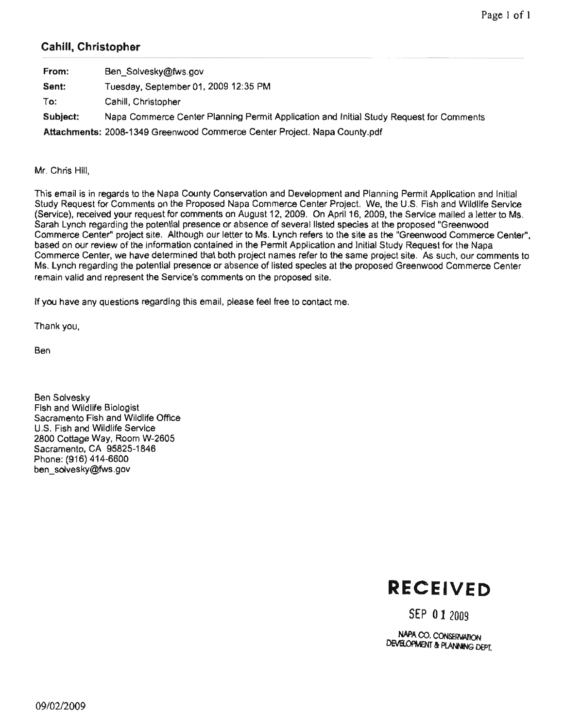## Cahill, Christopher

| | |
|---|---|
| **From:** | Ben_Solvesky@fws.gov |
| **Sent:** | Tuesday, September 01, 2009 12:35 PM |
| **To:** | Cahill, Christopher |
| **Subject:** | Napa Commerce Center Planning Permit Application and Initial Study Request for Comments |
| **Attachments:** | 2008-1349 Greenwood Commerce Center Project. Napa County.pdf |

Mr. Chris Hill,

This email is in regards to the Napa County Conservation and Development and Planning Permit Application and Initial Study Request for Comments on the Proposed Napa Commerce Center Project. We, the U.S. Fish and Wildlife Service (Service), received your request for comments on August 12, 2009. On April 16, 2009, the Service mailed a letter to Ms. Sarah Lynch regarding the potential presence or absence of several listed species at the proposed "Greenwood Commerce Center" project site. Although our letter to Ms. Lynch refers to the site as the "Greenwood Commerce Center", based on our review of the information contained in the Permit Application and Initial Study Request for the Napa Commerce Center, we have determined that both project names refer to the same project site. As such, our comments to Ms. Lynch regarding the potential presence or absence of listed species at the proposed Greenwood Commerce Center remain valid and represent the Service's comments on the proposed site.

If you have any questions regarding this email, please feel free to contact me.

Thank you,

Ben

Ben Solvesky
Fish and Wildlife Biologist
Sacramento Fish and Wildlife Office
U.S. Fish and Wildlife Service
2800 Cottage Way, Room W-2605
Sacramento, CA 95825-1846
Phone: (916) 414-6600
ben_solvesky@fws.gov

**RECEIVED**

SEP 01 2009

NAPA CO. CONSERVATION DEVELOPMENT & PLANNING DEPT.

09/02/2009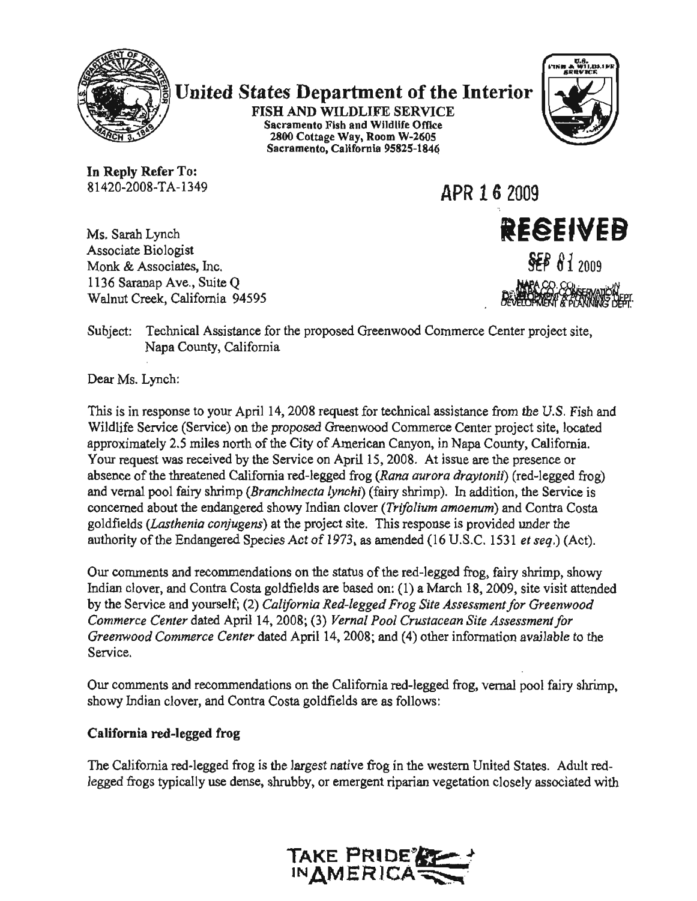# United States Department of the Interior

**FISH AND WILDLIFE SERVICE**
**Sacramento Fish and Wildlife Office**
**2800 Cottage Way, Room W-2605**
**Sacramento, California 95825-1846**

**In Reply Refer To:**
81420-2008-TA-1349

APR 16 2009

RECEIVED
SEP 01 2009
NAPA CO. CONSERVATION DEVELOPMENT & PLANNING DEPT.

Ms. Sarah Lynch
Associate Biologist
Monk & Associates, Inc.
1136 Saranap Ave., Suite Q
Walnut Creek, California 94595

Subject: Technical Assistance for the proposed Greenwood Commerce Center project site, Napa County, California

Dear Ms. Lynch:

This is in response to your April 14, 2008 request for technical assistance from the U.S. Fish and Wildlife Service (Service) on the proposed Greenwood Commerce Center project site, located approximately 2.5 miles north of the City of American Canyon, in Napa County, California. Your request was received by the Service on April 15, 2008. At issue are the presence or absence of the threatened California red-legged frog (*Rana aurora draytonii*) (red-legged frog) and vernal pool fairy shrimp (*Branchinecta lynchi*) (fairy shrimp). In addition, the Service is concerned about the endangered showy Indian clover (*Trifolium amoenum*) and Contra Costa goldfields (*Lasthenia conjugens*) at the project site. This response is provided under the authority of the Endangered Species Act of 1973, as amended (16 U.S.C. 1531 *et seq.*) (Act).

Our comments and recommendations on the status of the red-legged frog, fairy shrimp, showy Indian clover, and Contra Costa goldfields are based on: (1) a March 18, 2009, site visit attended by the Service and yourself; (2) *California Red-legged Frog Site Assessment for Greenwood Commerce Center* dated April 14, 2008; (3) *Vernal Pool Crustacean Site Assessment for Greenwood Commerce Center* dated April 14, 2008; and (4) other information available to the Service.

Our comments and recommendations on the California red-legged frog, vernal pool fairy shrimp, showy Indian clover, and Contra Costa goldfields are as follows:

**California red-legged frog**

The California red-legged frog is the largest native frog in the western United States. Adult red-legged frogs typically use dense, shrubby, or emergent riparian vegetation closely associated with

TAKE PRIDE IN AMERICA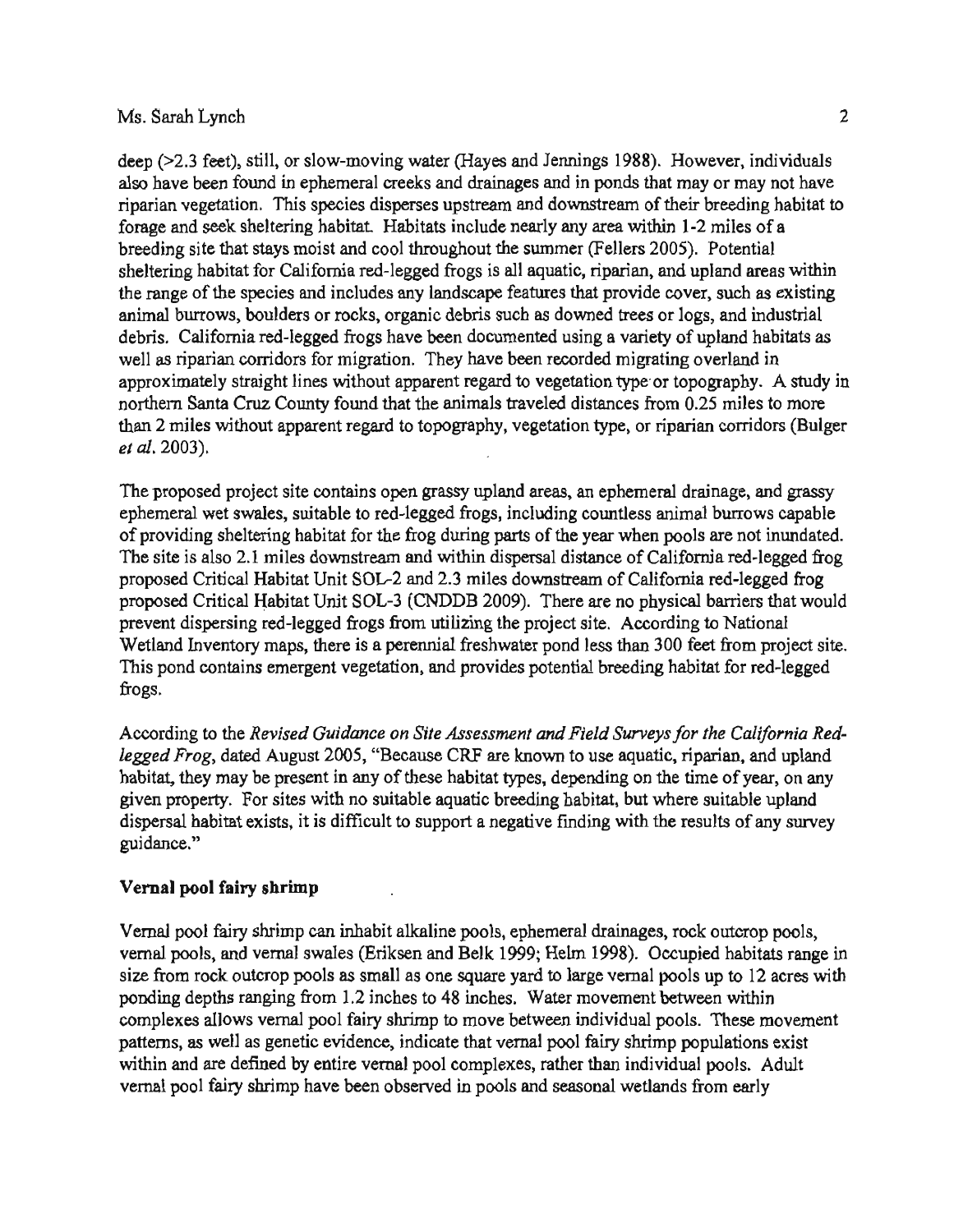deep (>2.3 feet), still, or slow-moving water (Hayes and Jennings 1988). However, individuals also have been found in ephemeral creeks and drainages and in ponds that may or may not have riparian vegetation. This species disperses upstream and downstream of their breeding habitat to forage and seek sheltering habitat. Habitats include nearly any area within 1-2 miles of a breeding site that stays moist and cool throughout the summer (Fellers 2005). Potential sheltering habitat for California red-legged frogs is all aquatic, riparian, and upland areas within the range of the species and includes any landscape features that provide cover, such as existing animal burrows, boulders or rocks, organic debris such as downed trees or logs, and industrial debris. California red-legged frogs have been documented using a variety of upland habitats as well as riparian corridors for migration. They have been recorded migrating overland in approximately straight lines without apparent regard to vegetation type or topography. A study in northern Santa Cruz County found that the animals traveled distances from 0.25 miles to more than 2 miles without apparent regard to topography, vegetation type, or riparian corridors (Bulger *et al.* 2003).

The proposed project site contains open grassy upland areas, an ephemeral drainage, and grassy ephemeral wet swales, suitable to red-legged frogs, including countless animal burrows capable of providing sheltering habitat for the frog during parts of the year when pools are not inundated. The site is also 2.1 miles downstream and within dispersal distance of California red-legged frog proposed Critical Habitat Unit SOL-2 and 2.3 miles downstream of California red-legged frog proposed Critical Habitat Unit SOL-3 (CNDDB 2009). There are no physical barriers that would prevent dispersing red-legged frogs from utilizing the project site. According to National Wetland Inventory maps, there is a perennial freshwater pond less than 300 feet from project site. This pond contains emergent vegetation, and provides potential breeding habitat for red-legged frogs.

According to the *Revised Guidance on Site Assessment and Field Surveys for the California Red-legged Frog*, dated August 2005, "Because CRF are known to use aquatic, riparian, and upland habitat, they may be present in any of these habitat types, depending on the time of year, on any given property. For sites with no suitable aquatic breeding habitat, but where suitable upland dispersal habitat exists, it is difficult to support a negative finding with the results of any survey guidance."

**Vernal pool fairy shrimp**

Vernal pool fairy shrimp can inhabit alkaline pools, ephemeral drainages, rock outcrop pools, vernal pools, and vernal swales (Eriksen and Belk 1999; Helm 1998). Occupied habitats range in size from rock outcrop pools as small as one square yard to large vernal pools up to 12 acres with ponding depths ranging from 1.2 inches to 48 inches. Water movement between within complexes allows vernal pool fairy shrimp to move between individual pools. These movement patterns, as well as genetic evidence, indicate that vernal pool fairy shrimp populations exist within and are defined by entire vernal pool complexes, rather than individual pools. Adult vernal pool fairy shrimp have been observed in pools and seasonal wetlands from early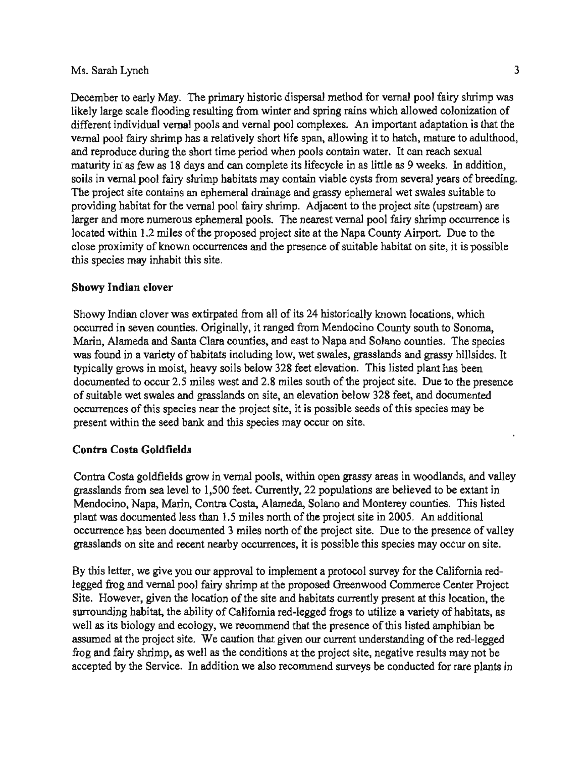December to early May. The primary historic dispersal method for vernal pool fairy shrimp was likely large scale flooding resulting from winter and spring rains which allowed colonization of different individual vernal pools and vernal pool complexes. An important adaptation is that the vernal pool fairy shrimp has a relatively short life span, allowing it to hatch, mature to adulthood, and reproduce during the short time period when pools contain water. It can reach sexual maturity in as few as 18 days and can complete its lifecycle in as little as 9 weeks. In addition, soils in vernal pool fairy shrimp habitats may contain viable cysts from several years of breeding. The project site contains an ephemeral drainage and grassy ephemeral wet swales suitable to providing habitat for the vernal pool fairy shrimp. Adjacent to the project site (upstream) are larger and more numerous ephemeral pools. The nearest vernal pool fairy shrimp occurrence is located within 1.2 miles of the proposed project site at the Napa County Airport. Due to the close proximity of known occurrences and the presence of suitable habitat on site, it is possible this species may inhabit this site.

**Showy Indian clover**

Showy Indian clover was extirpated from all of its 24 historically known locations, which occurred in seven counties. Originally, it ranged from Mendocino County south to Sonoma, Marin, Alameda and Santa Clara counties, and east to Napa and Solano counties. The species was found in a variety of habitats including low, wet swales, grasslands and grassy hillsides. It typically grows in moist, heavy soils below 328 feet elevation. This listed plant has been documented to occur 2.5 miles west and 2.8 miles south of the project site. Due to the presence of suitable wet swales and grasslands on site, an elevation below 328 feet, and documented occurrences of this species near the project site, it is possible seeds of this species may be present within the seed bank and this species may occur on site.

**Contra Costa Goldfields**

Contra Costa goldfields grow in vernal pools, within open grassy areas in woodlands, and valley grasslands from sea level to 1,500 feet. Currently, 22 populations are believed to be extant in Mendocino, Napa, Marin, Contra Costa, Alameda, Solano and Monterey counties. This listed plant was documented less than 1.5 miles north of the project site in 2005. An additional occurrence has been documented 3 miles north of the project site. Due to the presence of valley grasslands on site and recent nearby occurrences, it is possible this species may occur on site.

By this letter, we give you our approval to implement a protocol survey for the California red-legged frog and vernal pool fairy shrimp at the proposed Greenwood Commerce Center Project Site. However, given the location of the site and habitats currently present at this location, the surrounding habitat, the ability of California red-legged frogs to utilize a variety of habitats, as well as its biology and ecology, we recommend that the presence of this listed amphibian be assumed at the project site. We caution that given our current understanding of the red-legged frog and fairy shrimp, as well as the conditions at the project site, negative results may not be accepted by the Service. In addition we also recommend surveys be conducted for rare plants in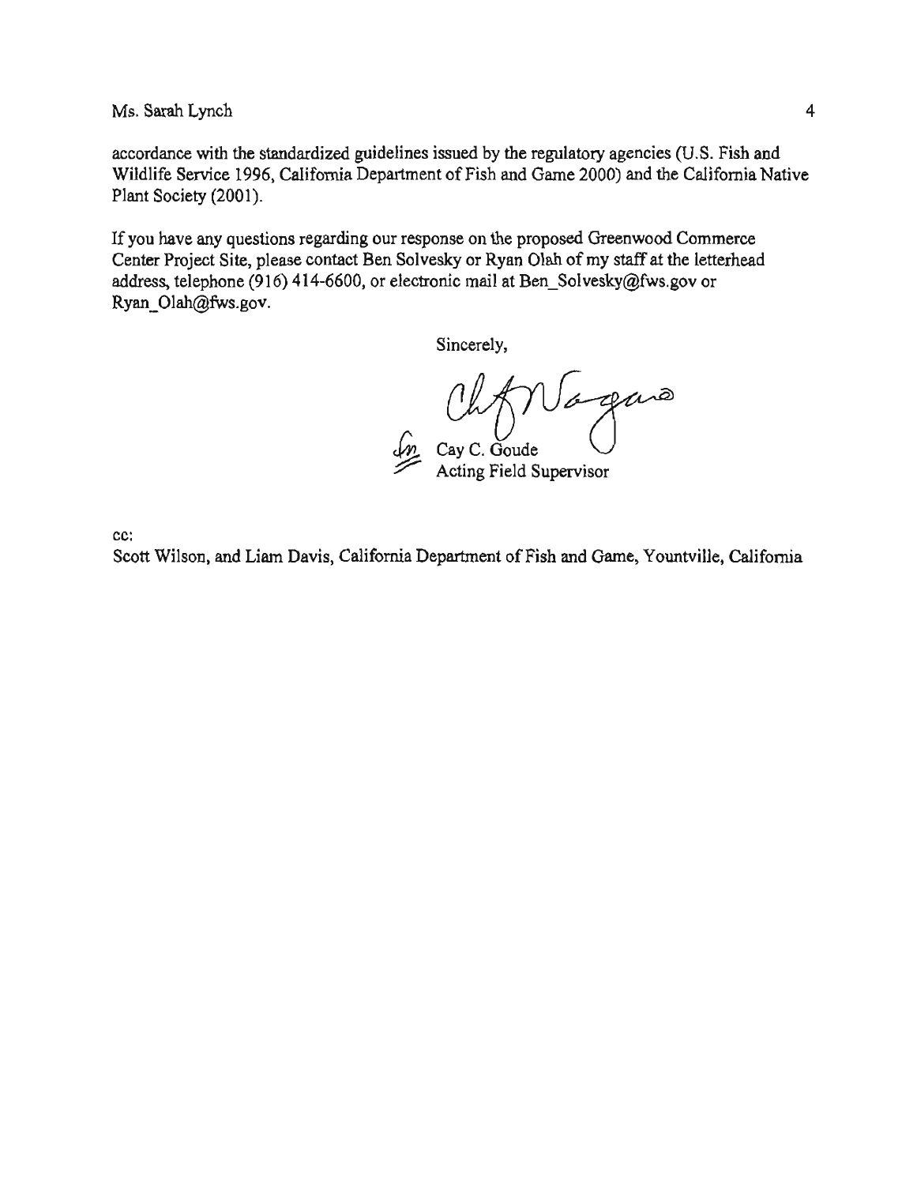accordance with the standardized guidelines issued by the regulatory agencies (U.S. Fish and Wildlife Service 1996, California Department of Fish and Game 2000) and the California Native Plant Society (2001).

If you have any questions regarding our response on the proposed Greenwood Commerce Center Project Site, please contact Ben Solvesky or Ryan Olah of my staff at the letterhead address, telephone (916) 414-6600, or electronic mail at Ben_Solvesky@fws.gov or Ryan_Olah@fws.gov.

Sincerely,

Cay C. Goude
Acting Field Supervisor

cc:
Scott Wilson, and Liam Davis, California Department of Fish and Game, Yountville, California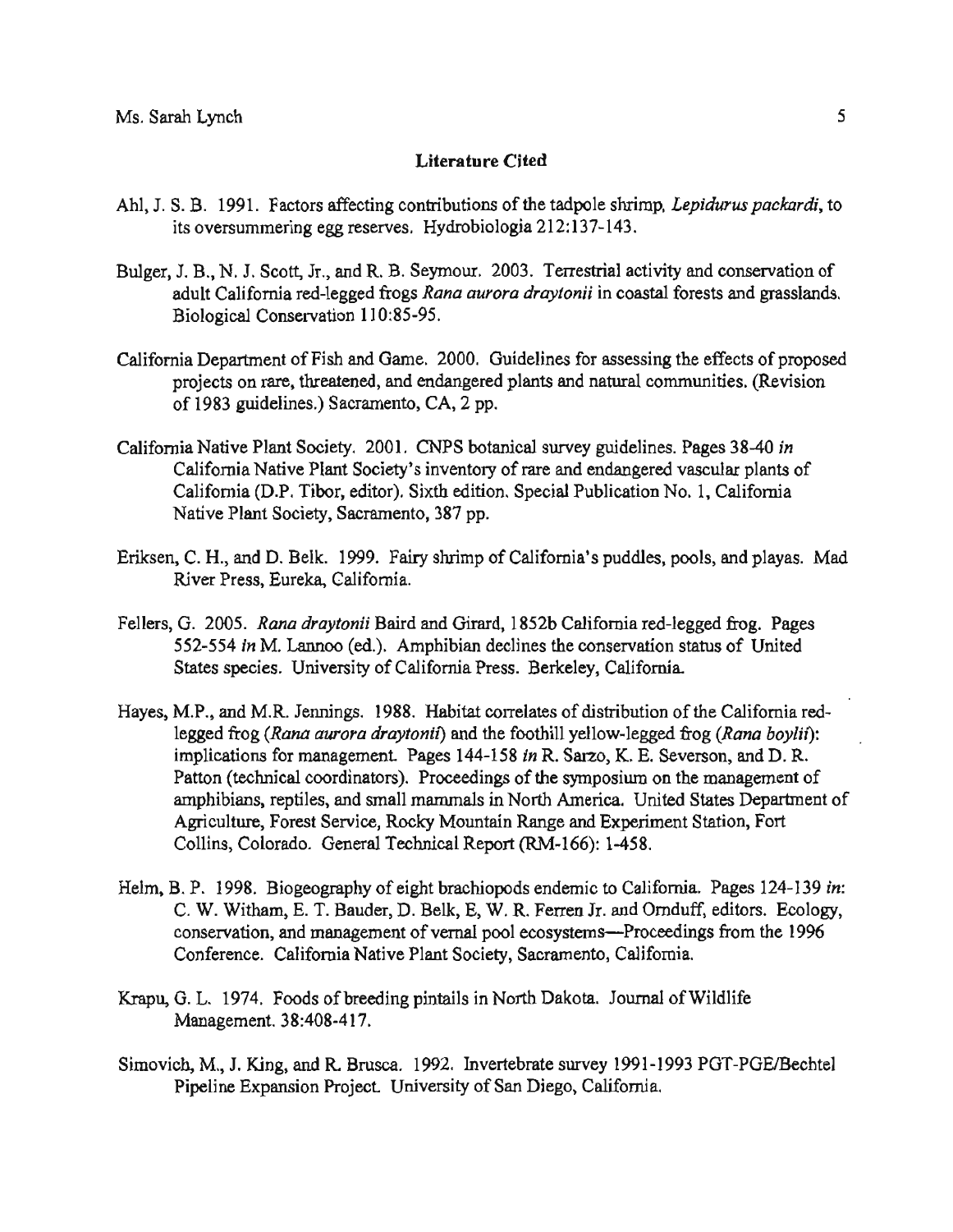**Literature Cited**

Ahl, J. S. B. 1991. Factors affecting contributions of the tadpole shrimp, *Lepidurus packardi*, to its oversummering egg reserves. Hydrobiologia 212:137-143.

Bulger, J. B., N. J. Scott, Jr., and R. B. Seymour. 2003. Terrestrial activity and conservation of adult California red-legged frogs *Rana aurora draytonii* in coastal forests and grasslands. Biological Conservation 110:85-95.

California Department of Fish and Game. 2000. Guidelines for assessing the effects of proposed projects on rare, threatened, and endangered plants and natural communities. (Revision of 1983 guidelines.) Sacramento, CA, 2 pp.

California Native Plant Society. 2001. CNPS botanical survey guidelines. Pages 38-40 *in* California Native Plant Society's inventory of rare and endangered vascular plants of California (D.P. Tibor, editor). Sixth edition. Special Publication No. 1, California Native Plant Society, Sacramento, 387 pp.

Eriksen, C. H., and D. Belk. 1999. Fairy shrimp of California's puddles, pools, and playas. Mad River Press, Eureka, California.

Fellers, G. 2005. *Rana draytonii* Baird and Girard, 1852b California red-legged frog. Pages 552-554 *in* M. Lannoo (ed.). Amphibian declines the conservation status of United States species. University of California Press. Berkeley, California.

Hayes, M.P., and M.R. Jennings. 1988. Habitat correlates of distribution of the California red-legged frog (*Rana aurora draytonii*) and the foothill yellow-legged frog (*Rana boylii*): implications for management. Pages 144-158 *in* R. Sarzo, K. E. Severson, and D. R. Patton (technical coordinators). Proceedings of the symposium on the management of amphibians, reptiles, and small mammals in North America. United States Department of Agriculture, Forest Service, Rocky Mountain Range and Experiment Station, Fort Collins, Colorado. General Technical Report (RM-166): 1-458.

Helm, B. P. 1998. Biogeography of eight brachiopods endemic to California. Pages 124-139 *in*: C. W. Witham, E. T. Bauder, D. Belk, E, W. R. Ferren Jr. and Ornduff, editors. Ecology, conservation, and management of vernal pool ecosystems—Proceedings from the 1996 Conference. California Native Plant Society, Sacramento, California.

Krapu, G. L. 1974. Foods of breeding pintails in North Dakota. Journal of Wildlife Management. 38:408-417.

Simovich, M., J. King, and R. Brusca. 1992. Invertebrate survey 1991-1993 PGT-PGE/Bechtel Pipeline Expansion Project. University of San Diego, California.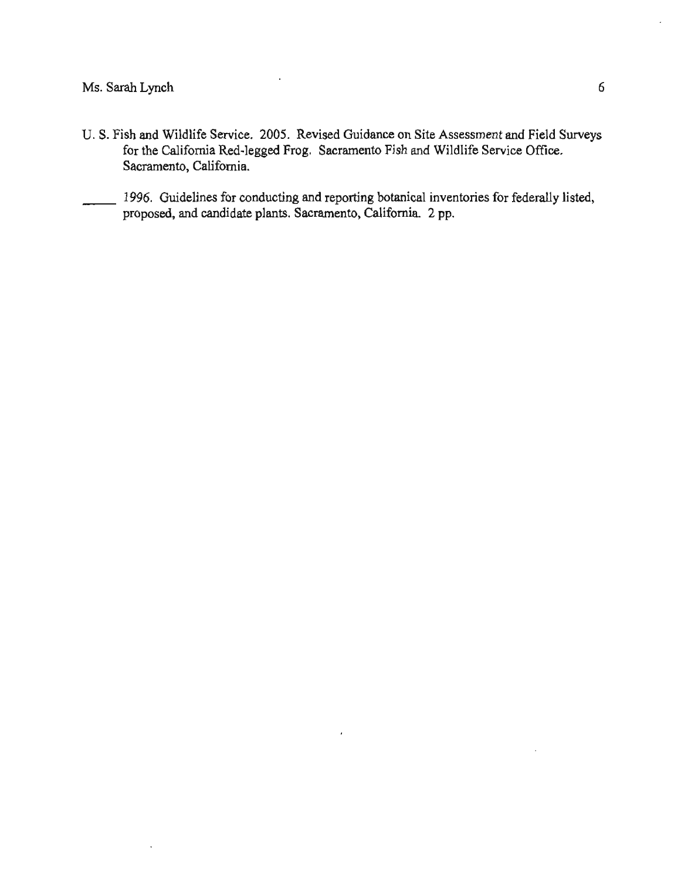U. S. Fish and Wildlife Service. 2005. Revised Guidance on Site Assessment and Field Surveys for the California Red-legged Frog. Sacramento Fish and Wildlife Service Office. Sacramento, California.

_____ 1996. Guidelines for conducting and reporting botanical inventories for federally listed, proposed, and candidate plants. Sacramento, California. 2 pp.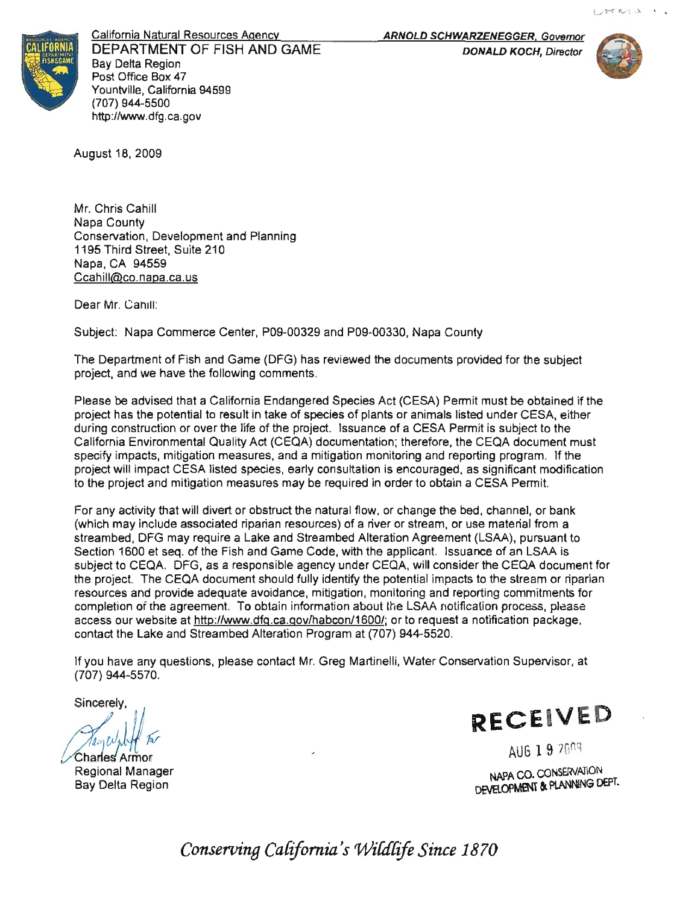California Natural Resources Agency
DEPARTMENT OF FISH AND GAME
Bay Delta Region
Post Office Box 47
Yountville, California 94599
(707) 944-5500
http://www.dfg.ca.gov

***ARNOLD SCHWARZENEGGER, Governor***
***DONALD KOCH, Director***

August 18, 2009

Mr. Chris Cahill
Napa County
Conservation, Development and Planning
1195 Third Street, Suite 210
Napa, CA 94559
Ccahill@co.napa.ca.us

Dear Mr. Cahill:

Subject: Napa Commerce Center, P09-00329 and P09-00330, Napa County

The Department of Fish and Game (DFG) has reviewed the documents provided for the subject project, and we have the following comments.

Please be advised that a California Endangered Species Act (CESA) Permit must be obtained if the project has the potential to result in take of species of plants or animals listed under CESA, either during construction or over the life of the project. Issuance of a CESA Permit is subject to the California Environmental Quality Act (CEQA) documentation; therefore, the CEQA document must specify impacts, mitigation measures, and a mitigation monitoring and reporting program. If the project will impact CESA listed species, early consultation is encouraged, as significant modification to the project and mitigation measures may be required in order to obtain a CESA Permit.

For any activity that will divert or obstruct the natural flow, or change the bed, channel, or bank (which may include associated riparian resources) of a river or stream, or use material from a streambed, DFG may require a Lake and Streambed Alteration Agreement (LSAA), pursuant to Section 1600 et seq. of the Fish and Game Code, with the applicant. Issuance of an LSAA is subject to CEQA. DFG, as a responsible agency under CEQA, will consider the CEQA document for the project. The CEQA document should fully identify the potential impacts to the stream or riparian resources and provide adequate avoidance, mitigation, monitoring and reporting commitments for completion of the agreement. To obtain information about the LSAA notification process, please access our website at http://www.dfg.ca.gov/habcon/1600/; or to request a notification package, contact the Lake and Streambed Alteration Program at (707) 944-5520.

If you have any questions, please contact Mr. Greg Martinelli, Water Conservation Supervisor, at (707) 944-5570.

Sincerely,

Charles Armor
Regional Manager
Bay Delta Region

RECEIVED
AUG 19 2009
NAPA CO. CONSERVATION DEVELOPMENT & PLANNING DEPT.

*Conserving California's Wildlife Since 1870*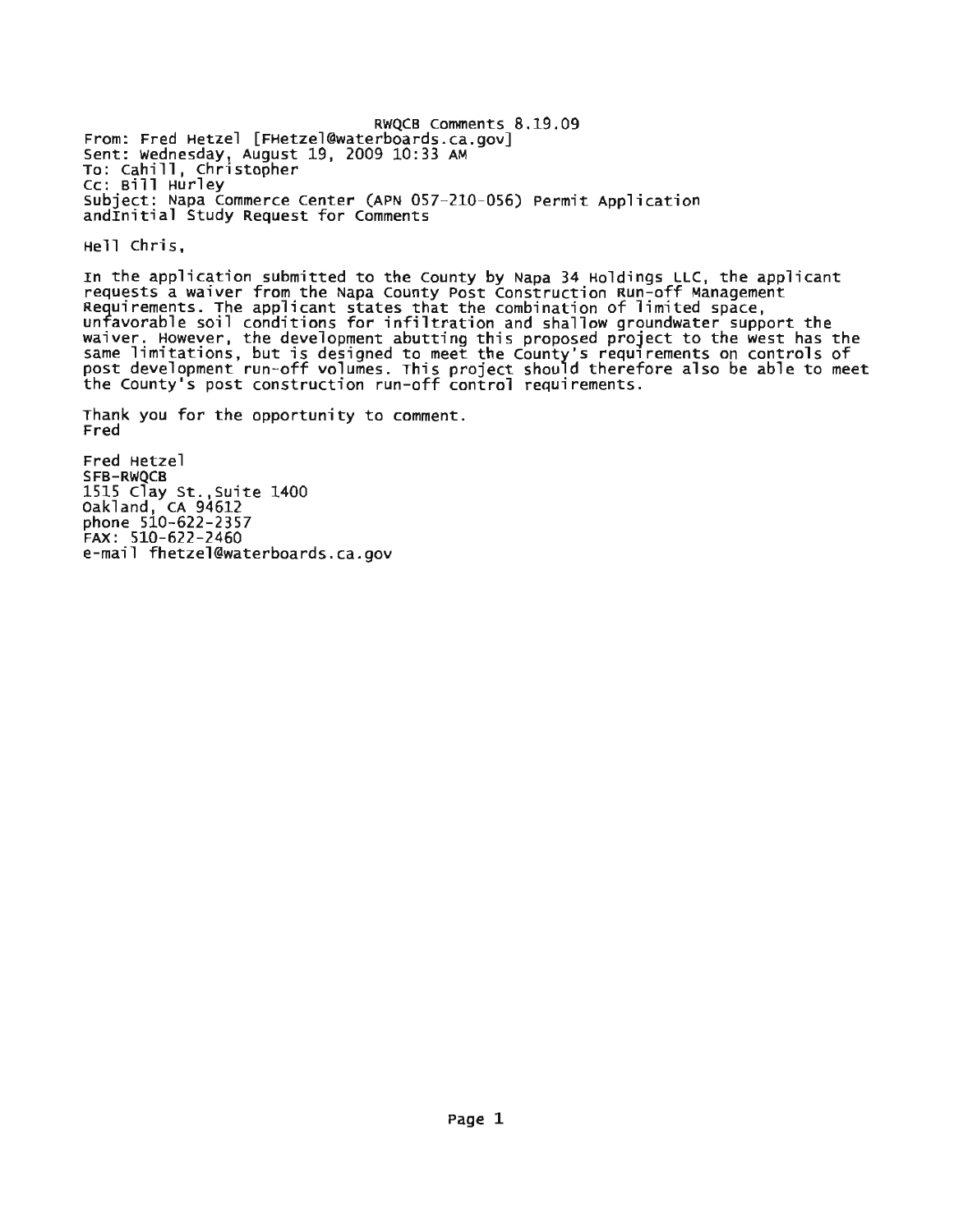RWQCB Comments 8.19.09

From: Fred Hetzel [FHetzel@waterboards.ca.gov]
Sent: Wednesday, August 19, 2009 10:33 AM
To: Cahill, Christopher
Cc: Bill Hurley
Subject: Napa Commerce Center (APN 057-210-056) Permit Application andInitial Study Request for Comments

Hell Chris,

In the application submitted to the County by Napa 34 Holdings LLC, the applicant requests a waiver from the Napa County Post Construction Run-off Management Requirements. The applicant states that the combination of limited space, unfavorable soil conditions for infiltration and shallow groundwater support the waiver. However, the development abutting this proposed project to the west has the same limitations, but is designed to meet the County's requirements on controls of post development run-off volumes. This project should therefore also be able to meet the County's post construction run-off control requirements.

Thank you for the opportunity to comment.
Fred

Fred Hetzel
SFB-RWQCB
1515 Clay St.,Suite 1400
Oakland, CA 94612
phone 510-622-2357
FAX: 510-622-2460
e-mail fhetzel@waterboards.ca.gov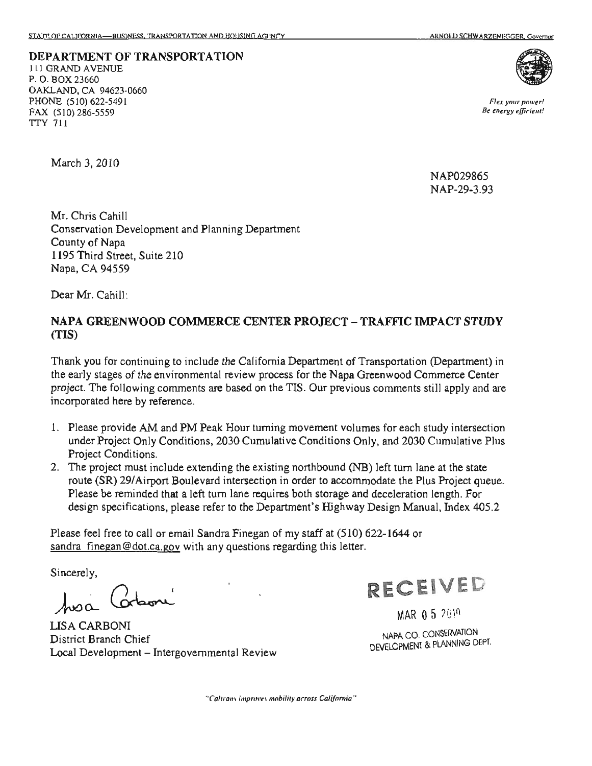STATE OF CALIFORNIA—BUSINESS, TRANSPORTATION AND HOUSING AGENCY ARNOLD SCHWARZENEGGER, Governor

**DEPARTMENT OF TRANSPORTATION**
111 GRAND AVENUE
P. O. BOX 23660
OAKLAND, CA 94623-0660
PHONE (510) 622-5491
FAX (510) 286-5559
TTY 711

*Flex your power!*
*Be energy efficient!*

March 3, 2010

NAP029865
NAP-29-3.93

Mr. Chris Cahill
Conservation Development and Planning Department
County of Napa
1195 Third Street, Suite 210
Napa, CA 94559

Dear Mr. Cahill:

**NAPA GREENWOOD COMMERCE CENTER PROJECT – TRAFFIC IMPACT STUDY (TIS)**

Thank you for continuing to include the California Department of Transportation (Department) in the early stages of the environmental review process for the Napa Greenwood Commerce Center project. The following comments are based on the TIS. Our previous comments still apply and are incorporated here by reference.

1. Please provide AM and PM Peak Hour turning movement volumes for each study intersection under Project Only Conditions, 2030 Cumulative Conditions Only, and 2030 Cumulative Plus Project Conditions.
2. The project must include extending the existing northbound (NB) left turn lane at the state route (SR) 29/Airport Boulevard intersection in order to accommodate the Plus Project queue. Please be reminded that a left turn lane requires both storage and deceleration length. For design specifications, please refer to the Department's Highway Design Manual, Index 405.2

Please feel free to call or email Sandra Finegan of my staff at (510) 622-1644 or sandra_finegan@dot.ca.gov with any questions regarding this letter.

Sincerely,

LISA CARBONI
District Branch Chief
Local Development – Intergovernmental Review

RECEIVED
MAR 05 2010
NAPA CO. CONSERVATION DEVELOPMENT & PLANNING DEPT.

*"Caltrans improves mobility across California"*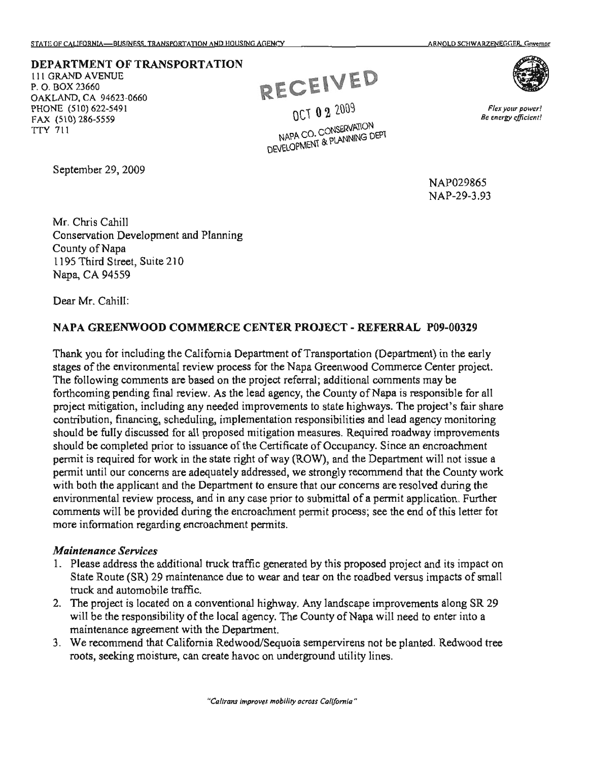STATE OF CALIFORNIA—BUSINESS, TRANSPORTATION AND HOUSING AGENCY ARNOLD SCHWARZENEGGER, Governor

**DEPARTMENT OF TRANSPORTATION**
111 GRAND AVENUE
P. O. BOX 23660
OAKLAND, CA 94623-0660
PHONE (510) 622-5491
FAX (510) 286-5559
TTY 711

RECEIVED
OCT 02 2009
NAPA CO. CONSERVATION DEVELOPMENT & PLANNING DEPT

*Flex your power! Be energy efficient!*

September 29, 2009

NAP029865
NAP-29-3.93

Mr. Chris Cahill
Conservation Development and Planning
County of Napa
1195 Third Street, Suite 210
Napa, CA 94559

Dear Mr. Cahill:

**NAPA GREENWOOD COMMERCE CENTER PROJECT - REFERRAL P09-00329**

Thank you for including the California Department of Transportation (Department) in the early stages of the environmental review process for the Napa Greenwood Commerce Center project. The following comments are based on the project referral; additional comments may be forthcoming pending final review. As the lead agency, the County of Napa is responsible for all project mitigation, including any needed improvements to state highways. The project's fair share contribution, financing, scheduling, implementation responsibilities and lead agency monitoring should be fully discussed for all proposed mitigation measures. Required roadway improvements should be completed prior to issuance of the Certificate of Occupancy. Since an encroachment permit is required for work in the state right of way (ROW), and the Department will not issue a permit until our concerns are adequately addressed, we strongly recommend that the County work with both the applicant and the Department to ensure that our concerns are resolved during the environmental review process, and in any case prior to submittal of a permit application. Further comments will be provided during the encroachment permit process; see the end of this letter for more information regarding encroachment permits.

***Maintenance Services***

1. Please address the additional truck traffic generated by this proposed project and its impact on State Route (SR) 29 maintenance due to wear and tear on the roadbed versus impacts of small truck and automobile traffic.
2. The project is located on a conventional highway. Any landscape improvements along SR 29 will be the responsibility of the local agency. The County of Napa will need to enter into a maintenance agreement with the Department.
3. We recommend that California Redwood/Sequoia sempervirens not be planted. Redwood tree roots, seeking moisture, can create havoc on underground utility lines.

*"Caltrans improves mobility across California"*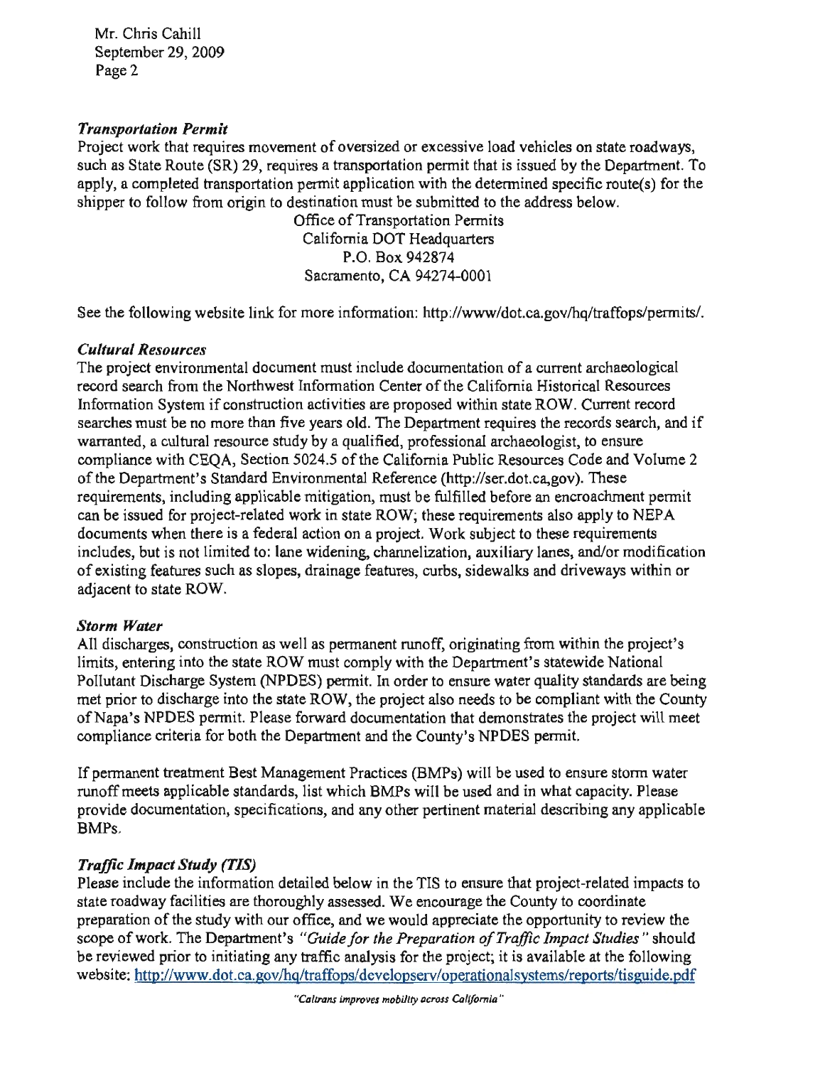Mr. Chris Cahill
September 29, 2009
Page 2

***Transportation Permit***

Project work that requires movement of oversized or excessive load vehicles on state roadways, such as State Route (SR) 29, requires a transportation permit that is issued by the Department. To apply, a completed transportation permit application with the determined specific route(s) for the shipper to follow from origin to destination must be submitted to the address below.

Office of Transportation Permits
California DOT Headquarters
P.O. Box 942874
Sacramento, CA 94274-0001

See the following website link for more information: http://www/dot.ca.gov/hq/traffops/permits/.

***Cultural Resources***

The project environmental document must include documentation of a current archaeological record search from the Northwest Information Center of the California Historical Resources Information System if construction activities are proposed within state ROW. Current record searches must be no more than five years old. The Department requires the records search, and if warranted, a cultural resource study by a qualified, professional archaeologist, to ensure compliance with CEQA, Section 5024.5 of the California Public Resources Code and Volume 2 of the Department's Standard Environmental Reference (http://ser.dot.ca,gov). These requirements, including applicable mitigation, must be fulfilled before an encroachment permit can be issued for project-related work in state ROW; these requirements also apply to NEPA documents when there is a federal action on a project. Work subject to these requirements includes, but is not limited to: lane widening, channelization, auxiliary lanes, and/or modification of existing features such as slopes, drainage features, curbs, sidewalks and driveways within or adjacent to state ROW.

***Storm Water***

All discharges, construction as well as permanent runoff, originating from within the project's limits, entering into the state ROW must comply with the Department's statewide National Pollutant Discharge System (NPDES) permit. In order to ensure water quality standards are being met prior to discharge into the state ROW, the project also needs to be compliant with the County of Napa's NPDES permit. Please forward documentation that demonstrates the project will meet compliance criteria for both the Department and the County's NPDES permit.

If permanent treatment Best Management Practices (BMPs) will be used to ensure storm water runoff meets applicable standards, list which BMPs will be used and in what capacity. Please provide documentation, specifications, and any other pertinent material describing any applicable BMPs.

***Traffic Impact Study (TIS)***

Please include the information detailed below in the TIS to ensure that project-related impacts to state roadway facilities are thoroughly assessed. We encourage the County to coordinate preparation of the study with our office, and we would appreciate the opportunity to review the scope of work. The Department's *"Guide for the Preparation of Traffic Impact Studies"* should be reviewed prior to initiating any traffic analysis for the project; it is available at the following website: http://www.dot.ca.gov/hq/traffops/developserv/operationalsystems/reports/tisguide.pdf

*"Caltrans improves mobility across California"*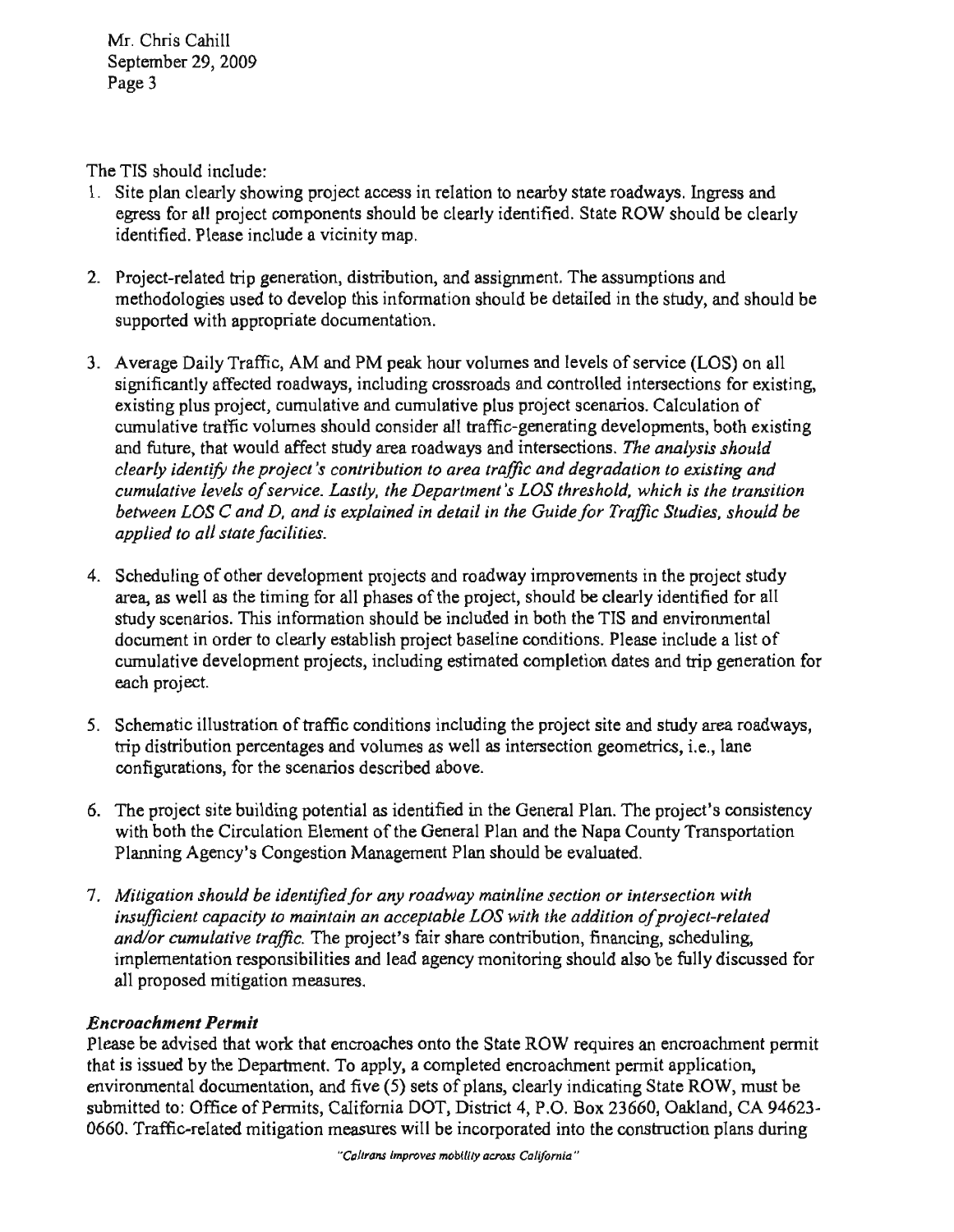The TIS should include:

1. Site plan clearly showing project access in relation to nearby state roadways. Ingress and egress for all project components should be clearly identified. State ROW should be clearly identified. Please include a vicinity map.

2. Project-related trip generation, distribution, and assignment. The assumptions and methodologies used to develop this information should be detailed in the study, and should be supported with appropriate documentation.

3. Average Daily Traffic, AM and PM peak hour volumes and levels of service (LOS) on all significantly affected roadways, including crossroads and controlled intersections for existing, existing plus project, cumulative and cumulative plus project scenarios. Calculation of cumulative traffic volumes should consider all traffic-generating developments, both existing and future, that would affect study area roadways and intersections. *The analysis should clearly identify the project's contribution to area traffic and degradation to existing and cumulative levels of service. Lastly, the Department's LOS threshold, which is the transition between LOS C and D, and is explained in detail in the Guide for Traffic Studies, should be applied to all state facilities.*

4. Scheduling of other development projects and roadway improvements in the project study area, as well as the timing for all phases of the project, should be clearly identified for all study scenarios. This information should be included in both the TIS and environmental document in order to clearly establish project baseline conditions. Please include a list of cumulative development projects, including estimated completion dates and trip generation for each project.

5. Schematic illustration of traffic conditions including the project site and study area roadways, trip distribution percentages and volumes as well as intersection geometrics, i.e., lane configurations, for the scenarios described above.

6. The project site building potential as identified in the General Plan. The project's consistency with both the Circulation Element of the General Plan and the Napa County Transportation Planning Agency's Congestion Management Plan should be evaluated.

7. *Mitigation should be identified for any roadway mainline section or intersection with insufficient capacity to maintain an acceptable LOS with the addition of project-related and/or cumulative traffic.* The project's fair share contribution, financing, scheduling, implementation responsibilities and lead agency monitoring should also be fully discussed for all proposed mitigation measures.

***Encroachment Permit***

Please be advised that work that encroaches onto the State ROW requires an encroachment permit that is issued by the Department. To apply, a completed encroachment permit application, environmental documentation, and five (5) sets of plans, clearly indicating State ROW, must be submitted to: Office of Permits, California DOT, District 4, P.O. Box 23660, Oakland, CA 94623-0660. Traffic-related mitigation measures will be incorporated into the construction plans during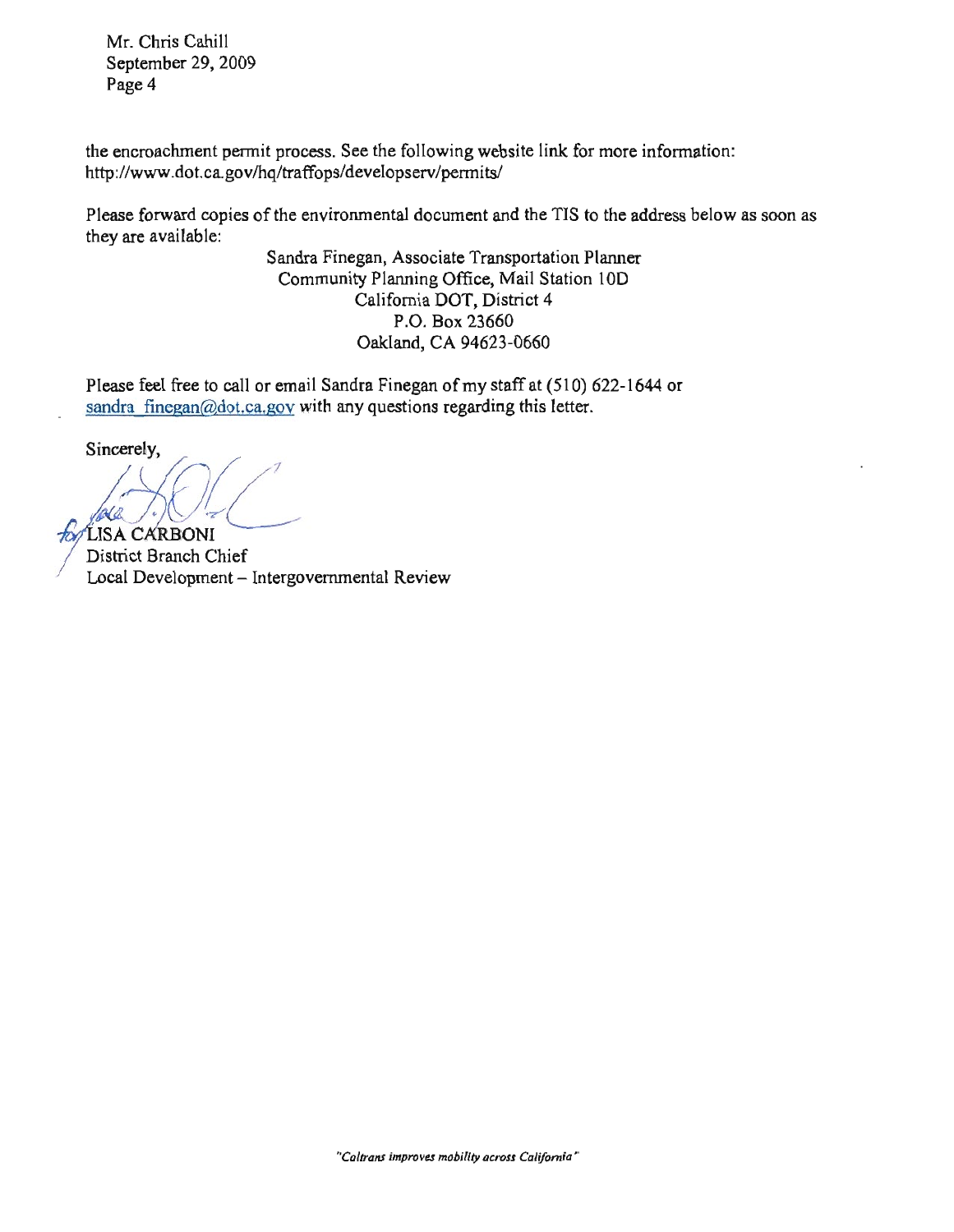the encroachment permit process. See the following website link for more information: http://www.dot.ca.gov/hq/traffops/developserv/permits/

Please forward copies of the environmental document and the TIS to the address below as soon as they are available:

Sandra Finegan, Associate Transportation Planner
Community Planning Office, Mail Station 10D
California DOT, District 4
P.O. Box 23660
Oakland, CA 94623-0660

Please feel free to call or email Sandra Finegan of my staff at (510) 622-1644 or sandra_finegan@dot.ca.gov with any questions regarding this letter.

Sincerely,

for LISA CARBONI
District Branch Chief
Local Development – Intergovernmental Review

*"Caltrans improves mobility across California"*